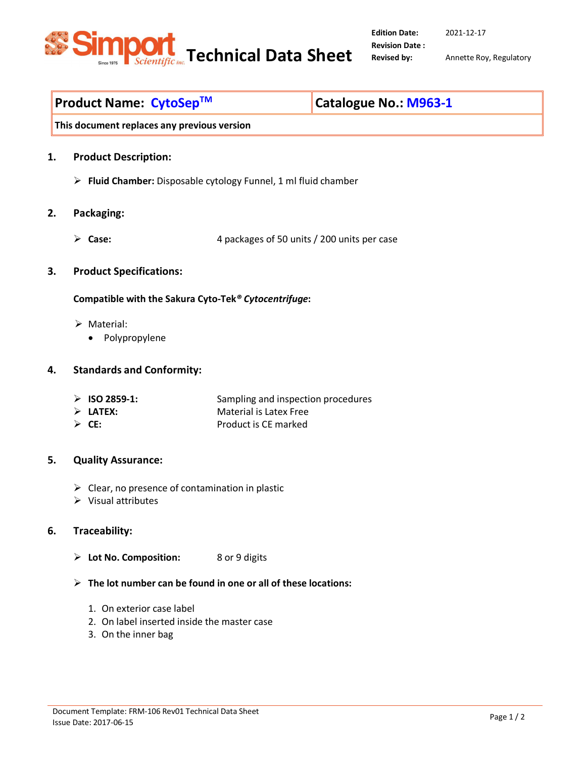# Technical Data Sheet

**Edition Date:** 2021-12-17
**Revision Date :**
**Revised by:** Annette Roy, Regulatory

| Product Name: CytoSep™ | Catalogue No.: M963-1 |
| --- | --- |
| This document replaces any previous version | |

## 1. Product Description:

- **Fluid Chamber:** Disposable cytology Funnel, 1 ml fluid chamber

## 2. Packaging:

- **Case:** 4 packages of 50 units / 200 units per case

## 3. Product Specifications:

**Compatible with the Sakura Cyto-Tek® *Cytocentrifuge*:**

- Material:
  - Polypropylene

## 4. Standards and Conformity:

- **ISO 2859-1:** Sampling and inspection procedures
- **LATEX:** Material is Latex Free
- **CE:** Product is CE marked

## 5. Quality Assurance:

- Clear, no presence of contamination in plastic
- Visual attributes

## 6. Traceability:

- **Lot No. Composition:** 8 or 9 digits

- **The lot number can be found in one or all of these locations:**

  1. On exterior case label
  2. On label inserted inside the master case
  3. On the inner bag

Document Template: FRM-106 Rev01 Technical Data Sheet
Issue Date: 2017-06-15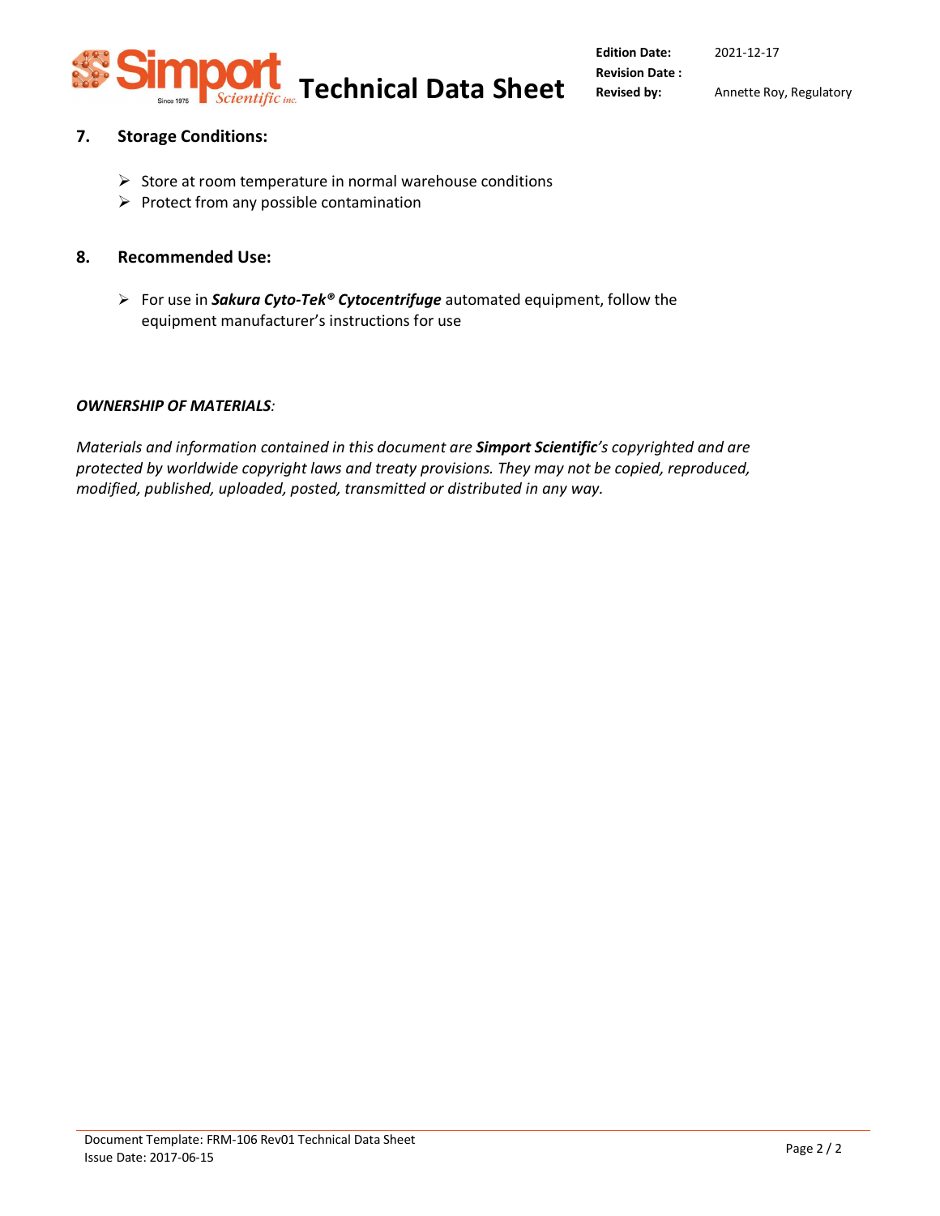## 7. Storage Conditions:

- Store at room temperature in normal warehouse conditions
- Protect from any possible contamination

## 8. Recommended Use:

- For use in ***Sakura Cyto-Tek® Cytocentrifuge*** automated equipment, follow the equipment manufacturer's instructions for use

***OWNERSHIP OF MATERIALS**:*

*Materials and information contained in this document are **Simport Scientific**'s copyrighted and are protected by worldwide copyright laws and treaty provisions. They may not be copied, reproduced, modified, published, uploaded, posted, transmitted or distributed in any way.*